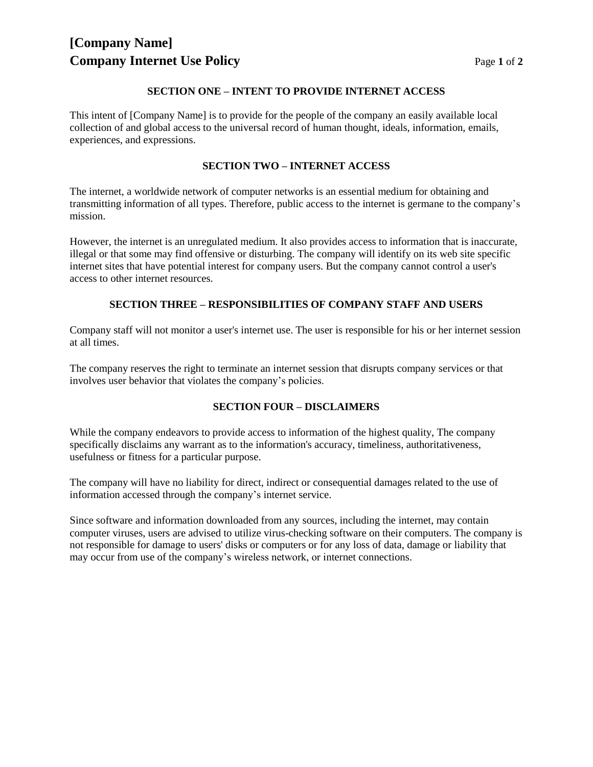# [Company Name]
# Company Internet Use Policy

## SECTION ONE – INTENT TO PROVIDE INTERNET ACCESS

This intent of [Company Name] is to provide for the people of the company an easily available local collection of and global access to the universal record of human thought, ideals, information, emails, experiences, and expressions.

## SECTION TWO – INTERNET ACCESS

The internet, a worldwide network of computer networks is an essential medium for obtaining and transmitting information of all types. Therefore, public access to the internet is germane to the company's mission.

However, the internet is an unregulated medium. It also provides access to information that is inaccurate, illegal or that some may find offensive or disturbing. The company will identify on its web site specific internet sites that have potential interest for company users. But the company cannot control a user's access to other internet resources.

## SECTION THREE – RESPONSIBILITIES OF COMPANY STAFF AND USERS

Company staff will not monitor a user's internet use. The user is responsible for his or her internet session at all times.

The company reserves the right to terminate an internet session that disrupts company services or that involves user behavior that violates the company's policies.

## SECTION FOUR – DISCLAIMERS

While the company endeavors to provide access to information of the highest quality, The company specifically disclaims any warrant as to the information's accuracy, timeliness, authoritativeness, usefulness or fitness for a particular purpose.

The company will have no liability for direct, indirect or consequential damages related to the use of information accessed through the company's internet service.

Since software and information downloaded from any sources, including the internet, may contain computer viruses, users are advised to utilize virus-checking software on their computers. The company is not responsible for damage to users' disks or computers or for any loss of data, damage or liability that may occur from use of the company's wireless network, or internet connections.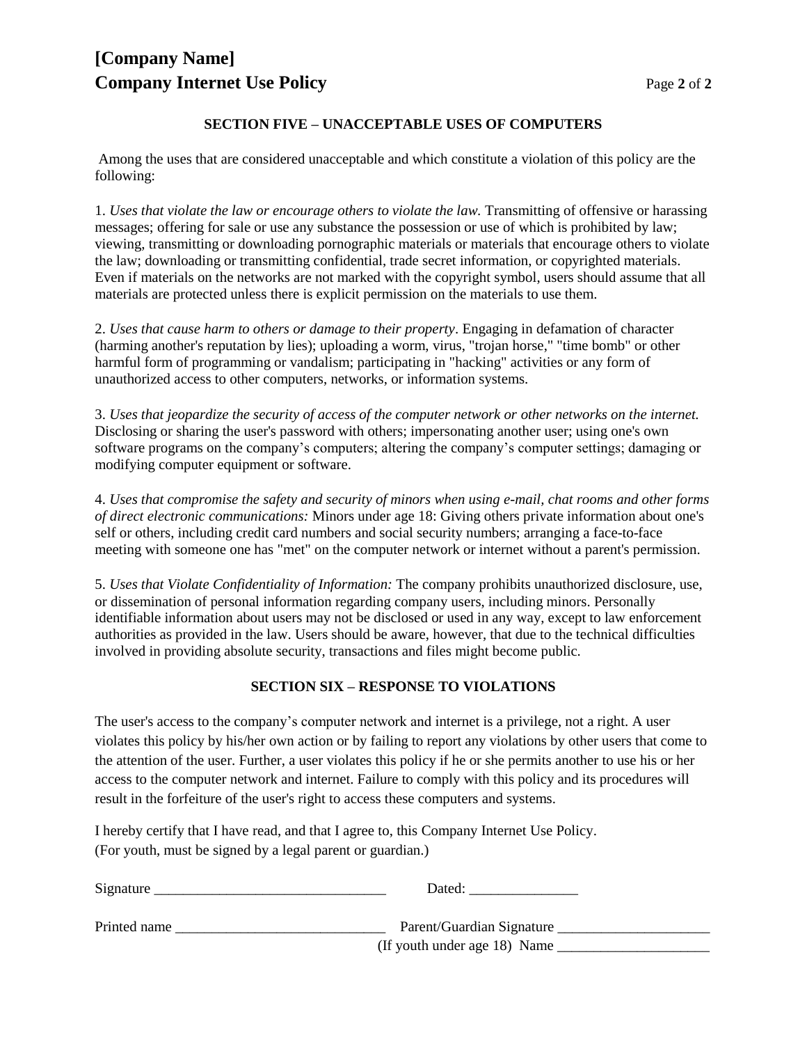### SECTION FIVE – UNACCEPTABLE USES OF COMPUTERS

Among the uses that are considered unacceptable and which constitute a violation of this policy are the following:

1. *Uses that violate the law or encourage others to violate the law.* Transmitting of offensive or harassing messages; offering for sale or use any substance the possession or use of which is prohibited by law; viewing, transmitting or downloading pornographic materials or materials that encourage others to violate the law; downloading or transmitting confidential, trade secret information, or copyrighted materials. Even if materials on the networks are not marked with the copyright symbol, users should assume that all materials are protected unless there is explicit permission on the materials to use them.

2. *Uses that cause harm to others or damage to their property*. Engaging in defamation of character (harming another's reputation by lies); uploading a worm, virus, "trojan horse," "time bomb" or other harmful form of programming or vandalism; participating in "hacking" activities or any form of unauthorized access to other computers, networks, or information systems.

3. *Uses that jeopardize the security of access of the computer network or other networks on the internet.* Disclosing or sharing the user's password with others; impersonating another user; using one's own software programs on the company's computers; altering the company's computer settings; damaging or modifying computer equipment or software.

4. *Uses that compromise the safety and security of minors when using e-mail, chat rooms and other forms of direct electronic communications:* Minors under age 18: Giving others private information about one's self or others, including credit card numbers and social security numbers; arranging a face-to-face meeting with someone one has "met" on the computer network or internet without a parent's permission.

5. *Uses that Violate Confidentiality of Information:* The company prohibits unauthorized disclosure, use, or dissemination of personal information regarding company users, including minors. Personally identifiable information about users may not be disclosed or used in any way, except to law enforcement authorities as provided in the law. Users should be aware, however, that due to the technical difficulties involved in providing absolute security, transactions and files might become public.

### SECTION SIX – RESPONSE TO VIOLATIONS

The user's access to the company's computer network and internet is a privilege, not a right. A user violates this policy by his/her own action or by failing to report any violations by other users that come to the attention of the user. Further, a user violates this policy if he or she permits another to use his or her access to the computer network and internet. Failure to comply with this policy and its procedures will result in the forfeiture of the user's right to access these computers and systems.

I hereby certify that I have read, and that I agree to, this Company Internet Use Policy.
(For youth, must be signed by a legal parent or guardian.)

Signature ________________________________ Dated: _______________

Printed name ____________________________ Parent/Guardian Signature _____________________
(If youth under age 18) Name _____________________